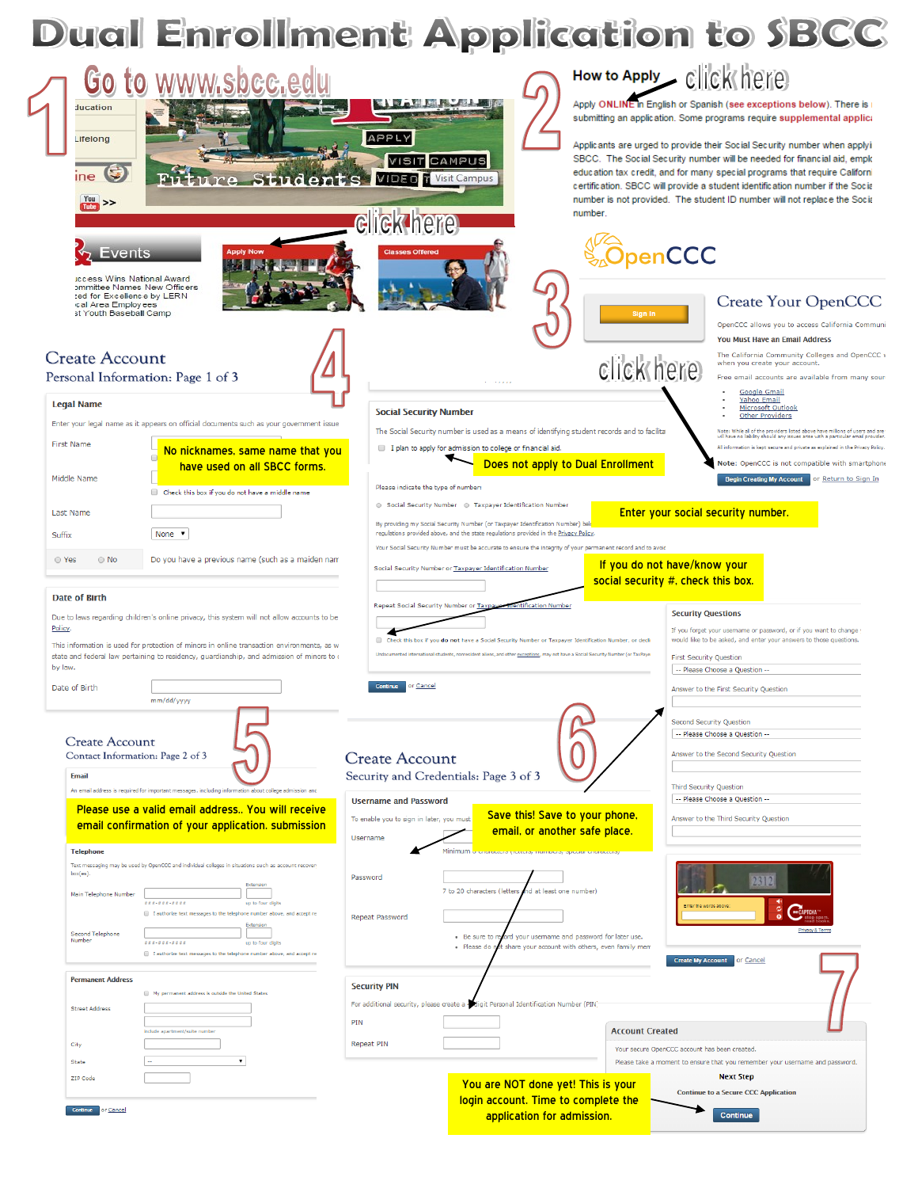# Dual Enrollment Application to SBCC

## 1

Go to www.sbcc.edu

click here

Apply Now

## 2

**How to Apply** — click here

Apply ONLINE in English or Spanish (see exceptions below). There is ... submitting an application. Some programs require supplemental applic...

Applicants are urged to provide their Social Security number when applyi... SBCC. The Social Security number will be needed for financial aid, empl... education tax credit, and for many special programs that require Californ... certification. SBCC will provide a student identification number if the Socia... number is not provided. The student ID number will not replace the Socia... number.

## 3

OpenCCC

Create Your OpenCCC

Sign In

click here

Begin Creating My Account

## 4

### Create Account
Personal Information: Page 1 of 3

**Legal Name**

No nicknames, same name that you have used on all SBCC forms.

**Social Security Number**

I plan to apply for admission to college or financial aid.

Does not apply to Dual Enrollment

Enter your social security number.

If you do not have/know your social security #, check this box.

## 5

### Create Account
Contact Information: Page 2 of 3

Please use a valid email address.. You will receive email confirmation of your application. submission

## 6

### Create Account
Security and Credentials: Page 3 of 3

**Username and Password**

Save this! Save to your phone, email, or another safe place.

**Security PIN**

**Security Questions**

Create My Account

## 7

**Account Created**

Your secure OpenCCC account has been created.

Please take a moment to ensure that you remember your username and password.

Next Step

Continue to a Secure CCC Application

Continue

You are NOT done yet! This is your login account. Time to complete the application for admission.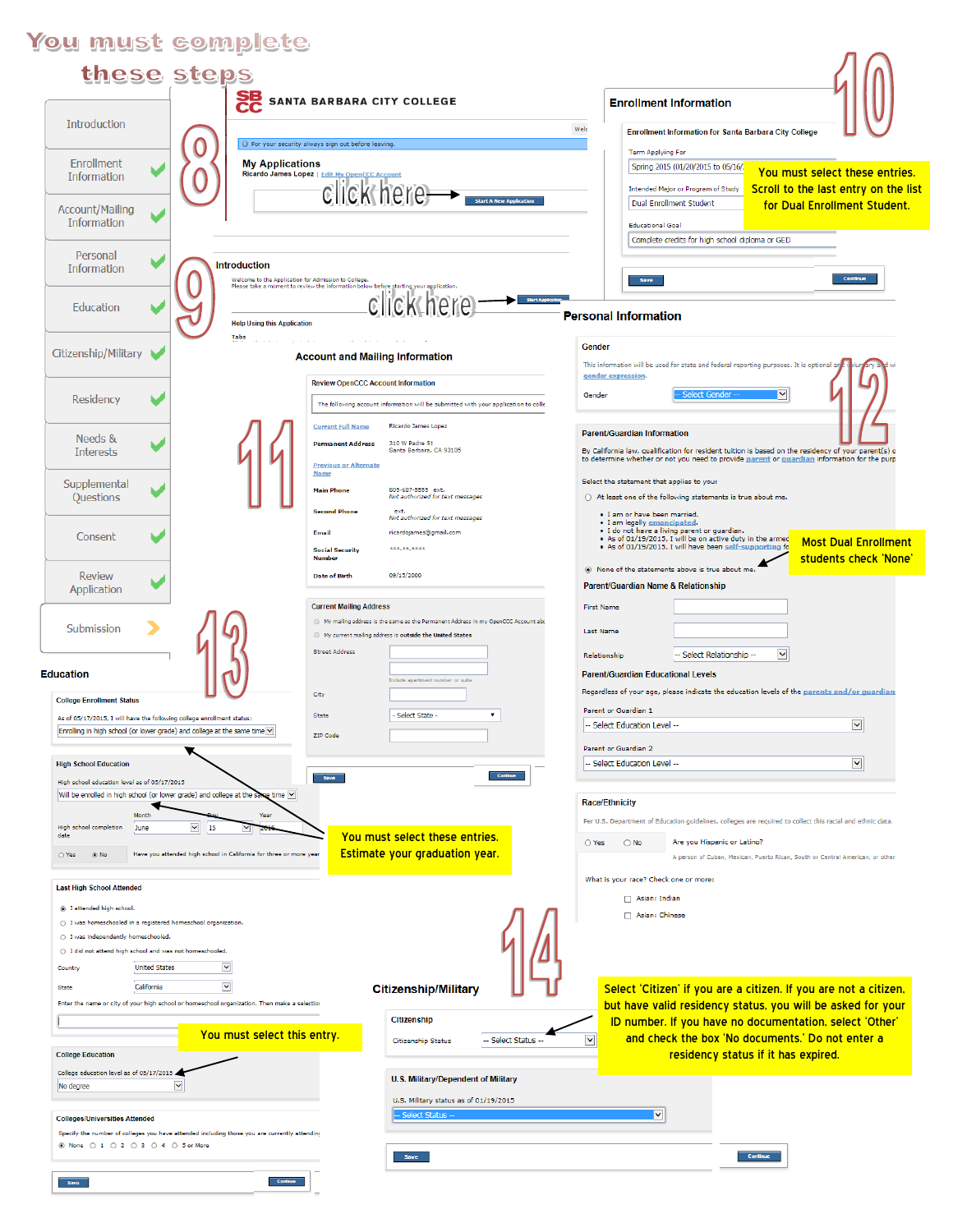# You must complete these steps

- Introduction
- Enrollment Information ✔
- Account/Mailing Information ✔
- Personal Information ✔
- Education ✔
- Citizenship/Military ✔
- Residency ✔
- Needs & Interests ✔
- Supplemental Questions ✔
- Consent ✔
- Review Application ✔
- Submission

## 8

**SANTA BARBARA CITY COLLEGE**

For your security always sign out before leaving.

**My Applications**

Ricardo James Lopez | Edit My OpenCCC Account

click here → Start A New Application

## 9

**Introduction**

Welcome to the Application for Admission to College.
Please take a moment to review the information below before starting your application.

click here → Start Application

Help Using this Application

Tabs

## 10

**Enrollment Information**

Enrollment Information for Santa Barbara City College

Term Applying For: Spring 2015 (01/20/2015 to 05/16/...

Intended Major or Program of Study: Dual Enrollment Student

Educational Goal: Complete credits for high school diploma or GED

**You must select these entries. Scroll to the last entry on the list for Dual Enrollment Student.**

Save | Continue

## 11

**Account and Mailing Information**

Review OpenCCC Account Information

The following account information will be submitted with your application to coll...

| | |
|---|---|
| Current Full Name | Ricardo James Lopez |
| Permanent Address | 310 W Padre St Santa Barbara, CA 93105 |
| Previous or Alternate Name | |
| Main Phone | 805-687-5555 ext. Not authorized for text messages |
| Second Phone | ext. Not authorized for text messages |
| Email | ricardojames@gmail.com |
| Social Security Number | xxx-xx-xxxx |
| Date of Birth | 09/15/2000 |

Current Mailing Address

- My mailing address is the same as the Permanent Address in my OpenCCC Account ab...
- My current mailing address is outside the United States

Street Address
Include apartment number or suite
City
State: - Select State -
ZIP Code

Save | Continue

## 12

**Personal Information**

Gender

This information will be used for state and federal reporting purposes. It is optional and voluntary and w... gender expression.

Gender: -- Select Gender --

Parent/Guardian Information

By California law, qualification for resident tuition is based on the residency of your parent(s) o... to determine whether or not you need to provide parent or guardian information for the purp...

Select the statement that applies to you:

- At least one of the following statements is true about me.
  - I am or have been married.
  - I am legally emancipated.
  - I do not have a living parent or guardian.
  - As of 01/19/2015, I will be on active duty in the armed...
  - As of 01/19/2015, I will have been self-supporting fo...
- None of the statements above is true about me.

**Most Dual Enrollment students check 'None'**

Parent/Guardian Name & Relationship

First Name
Last Name
Relationship: -- Select Relationship --

Parent/Guardian Educational Levels

Regardless of your age, please indicate the education levels of the parents and/or guardian...

Parent or Guardian 1: -- Select Education Level --
Parent or Guardian 2: -- Select Education Level --

Race/Ethnicity

Per U.S. Department of Education guidelines, colleges are required to collect this racial and ethnic data.

Yes / No — Are you Hispanic or Latino?
A person of Cuban, Mexican, Puerto Rican, South or Central American, or other...

What is your race? Check one or more:

- Asian: Indian
- Asian: Chinese

## 13

**Education**

College Enrollment Status

As of 05/17/2015, I will have the following college enrollment status:
Enrolling in high school (or lower grade) and college at the same time

High School Education

High school education level as of 05/17/2015
Will be enrolled in high school (or lower grade) and college at the same time

High school completion date: Month June, Day 15, Year 2016

Yes / No — Have you attended high school in California for three or more year...

**You must select these entries. Estimate your graduation year.**

Last High School Attended

- I attended high school.
- I was homeschooled in a registered homeschool organization.
- I was independently homeschooled.
- I did not attend high school and was not homeschooled.

Country: United States
State: California

Enter the name or city of your high school or homeschool organization. Then make a selectio...

**You must select this entry.**

College Education

College education level as of 05/17/2015
No degree

Colleges/Universities Attended

Specify the number of colleges you have attended including those you are currently attendin...
None / 1 / 2 / 3 / 4 / 5 or More

Save | Continue

## 14

**Citizenship/Military**

Citizenship

Citizenship Status: -- Select Status --

**Select 'Citizen' if you are a citizen. If you are not a citizen, but have valid residency status, you will be asked for your ID number. If you have no documentation, select 'Other' and check the box 'No documents.' Do not enter a residency status if it has expired.**

U.S. Military/Dependent of Military

U.S. Military status as of 01/19/2015
-- Select Status --

Save | Continue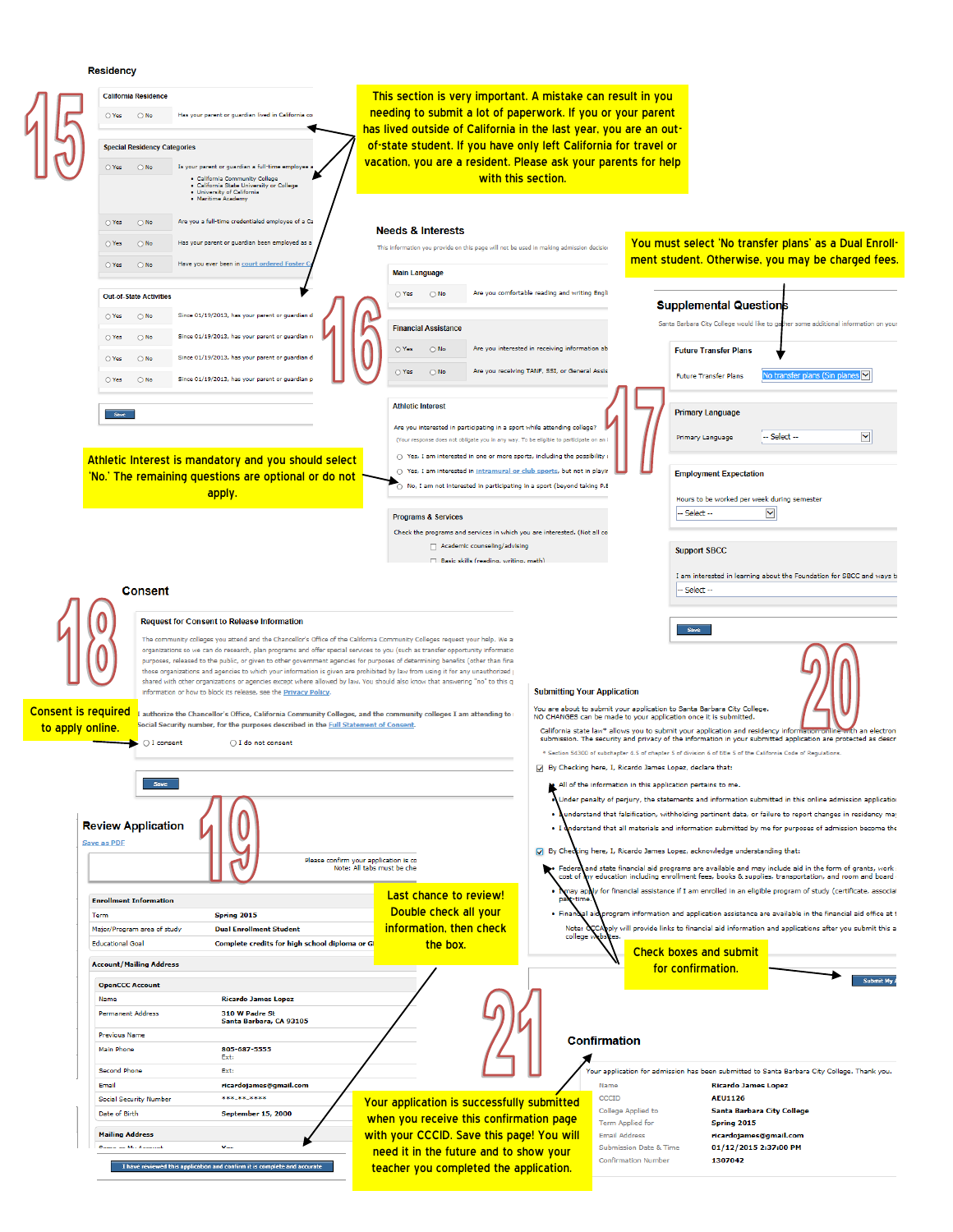## Residency

15

**California Residence**

○ Yes ○ No Has your parent or guardian lived in California co

**Special Residency Categories**

○ Yes ○ No Is your parent or guardian a full-time employee o

- California Community College
- California State University or College
- University of California
- Maritime Academy

○ Yes ○ No Are you a full-time credentialed employee of a Ca

○ Yes ○ No Has your parent or guardian been employed as a

○ Yes ○ No Have you ever been in court ordered Foster C

**Out-of-State Activities**

○ Yes ○ No Since 01/19/2013, has your parent or guardian d

○ Yes ○ No Since 01/19/2013, has your parent or guardian n

○ Yes ○ No Since 01/19/2013, has your parent or guardian d

○ Yes ○ No Since 01/19/2013, has your parent or guardian p

Save

This section is very important. A mistake can result in you needing to submit a lot of paperwork. If you or your parent has lived outside of California in the last year, you are an out-of-state student. If you have only left California for travel or vacation, you are a resident. Please ask your parents for help with this section.

## Needs & Interests

16

This information you provide on this page will not be used in making admission decisio

**Main Language**

○ Yes ○ No Are you comfortable reading and writing Engli

**Financial Assistance**

○ Yes ○ No Are you interested in receiving information ab

○ Yes ○ No Are you receiving TANF, SSI, or General Assis

**Athletic Interest**

Are you interested in participating in a sport while attending college?

(Your response does not obligate you in any way. To be eligible to participate on an i

○ Yes, I am interested in one or more sports, including the possibility

○ Yes, I am interested in intramural or club sports, but not in playir

○ No, I am not interested in participating in a sport (beyond taking P.E

**Programs & Services**

Check the programs and services in which you are interested. (Not all co

☐ Academic counseling/advising

☐ Basic skills (reading, writing, math)

Athletic Interest is mandatory and you should select 'No.' The remaining questions are optional or do not apply.

17

You must select 'No transfer plans' as a Dual Enrollment student. Otherwise, you may be charged fees.

## Supplemental Questions

Santa Barbara City College would like to gather some additional information on your

**Future Transfer Plans**

Future Transfer Plans [No transfer plans (Sin planes]

**Primary Language**

Primary Language [-- Select --]

**Employment Expectation**

Hours to be worked per week during semester

[-- Select --]

**Support SBCC**

I am interested in learning about the Foundation for SBCC and ways t

[-- Select --]

Save

## Consent

18

**Request for Consent to Release Information**

The community colleges you attend and the Chancellor's Office of the California Community Colleges request your help. We a organizations so we can do research, plan programs and offer special services to you (such as transfer opportunity informatio purposes, released to the public, or given to other government agencies for purposes of determining benefits (other than fina those organizations and agencies to which your information is given are prohibited by law from using it for any unauthorized shared with other organizations or agencies except where allowed by law. You should also know that answering "no" to this q information or how to block its release, see the Privacy Policy.

I authorize the Chancellor's Office, California Community Colleges, and the community colleges I am attending to Social Security number, for the purposes described in the Full Statement of Consent.

○ I consent ○ I do not consent

Save

Consent is required to apply online.

## Review Application

19

Save as PDF

Please confirm your application is co
Note: All tabs must be che

**Enrollment Information**

| | |
|---|---|
| Term | Spring 2015 |
| Major/Program area of study | Dual Enrollment Student |
| Educational Goal | Complete credits for high school diploma or G |

**Account/Mailing Address**

**OpenCCC Account**

| | |
|---|---|
| Name | Ricardo James Lopez |
| Permanent Address | 310 W Padre St<br>Santa Barbara, CA 93105 |
| Previous Name | |
| Main Phone | 805-687-5555<br>Ext: |
| Second Phone | Ext: |
| Email | ricardojames@gmail.com |
| Social Security Number | \*\*\*-\*\*-\*\*\*\* |
| Date of Birth | September 15, 2000 |

**Mailing Address**

I have reviewed this application and confirm it is complete and accurate

Last chance to review! Double check all your information, then check the box.

20

**Submitting Your Application**

You are about to submit your application to Santa Barbara City College.
NO CHANGES can be made to your application once it is submitted.

California state law* allows you to submit your application and residency information online with an electron submission. The security and privacy of the information in your submitted application are protected as descr

\* Section 54300 of subchapter 4.5 of chapter 5 of division 6 of title 5 of the California Code of Regulations.

☑ By Checking here, I, Ricardo James Lopez, declare that:

- All of the information in this application pertains to me.
- Under penalty of perjury, the statements and information submitted in this online admission applicatio
- I understand that falsification, withholding pertinent data, or failure to report changes in residency may
- I understand that all materials and information submitted by me for purposes of admission become the

☑ By Checking here, I, Ricardo James Lopez, acknowledge understanding that:

- Federal and state financial aid programs are available and may include aid in the form of grants, work cost of my education including enrollment fees, books & supplies, transportation, and room and board
- I may apply for financial assistance if I am enrolled in an eligible program of study (certificate, associa part-time.
- Financial aid program information and application assistance are available in the financial aid office at t

Note: CCCApply will provide links to financial aid information and applications after you submit this a college websites.

Check boxes and submit for confirmation.

Submit My A

21

## Confirmation

Your application for admission has been submitted to Santa Barbara City College. Thank you.

| | |
|---|---|
| Name | Ricardo James Lopez |
| CCCID | AEU1126 |
| College Applied to | Santa Barbara City College |
| Term Applied for | Spring 2015 |
| Email Address | ricardojames@gmail.com |
| Submission Date & Time | 01/12/2015 2:37:00 PM |
| Confirmation Number | 1307042 |

Your application is successfully submitted when you receive this confirmation page with your CCCID. Save this page! You will need it in the future and to show your teacher you completed the application.